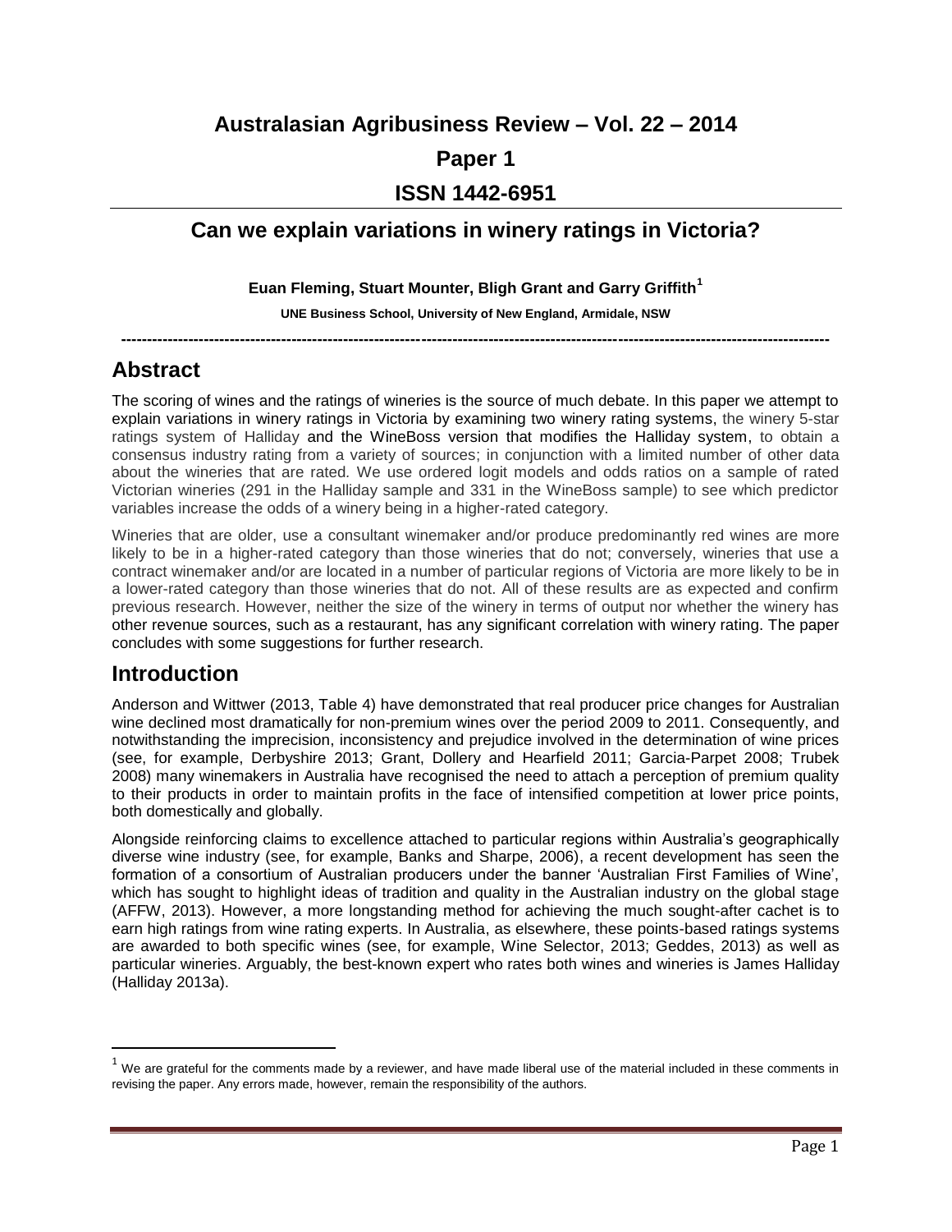# Australasian Agribusiness Review – Vol. 22 – 2014

## Paper 1

## ISSN 1442-6951

## Can we explain variations in winery ratings in Victoria?

**Euan Fleming, Stuart Mounter, Bligh Grant and Garry Griffith**[1]

**UNE Business School, University of New England, Armidale, NSW**

---

## Abstract

The scoring of wines and the ratings of wineries is the source of much debate. In this paper we attempt to explain variations in winery ratings in Victoria by examining two winery rating systems, the winery 5-star ratings system of Halliday and the WineBoss version that modifies the Halliday system, to obtain a consensus industry rating from a variety of sources; in conjunction with a limited number of other data about the wineries that are rated. We use ordered logit models and odds ratios on a sample of rated Victorian wineries (291 in the Halliday sample and 331 in the WineBoss sample) to see which predictor variables increase the odds of a winery being in a higher-rated category.

Wineries that are older, use a consultant winemaker and/or produce predominantly red wines are more likely to be in a higher-rated category than those wineries that do not; conversely, wineries that use a contract winemaker and/or are located in a number of particular regions of Victoria are more likely to be in a lower-rated category than those wineries that do not. All of these results are as expected and confirm previous research. However, neither the size of the winery in terms of output nor whether the winery has other revenue sources, such as a restaurant, has any significant correlation with winery rating. The paper concludes with some suggestions for further research.

## Introduction

Anderson and Wittwer (2013, Table 4) have demonstrated that real producer price changes for Australian wine declined most dramatically for non-premium wines over the period 2009 to 2011. Consequently, and notwithstanding the imprecision, inconsistency and prejudice involved in the determination of wine prices (see, for example, Derbyshire 2013; Grant, Dollery and Hearfield 2011; Garcia-Parpet 2008; Trubek 2008) many winemakers in Australia have recognised the need to attach a perception of premium quality to their products in order to maintain profits in the face of intensified competition at lower price points, both domestically and globally.

Alongside reinforcing claims to excellence attached to particular regions within Australia's geographically diverse wine industry (see, for example, Banks and Sharpe, 2006), a recent development has seen the formation of a consortium of Australian producers under the banner 'Australian First Families of Wine', which has sought to highlight ideas of tradition and quality in the Australian industry on the global stage (AFFW, 2013). However, a more longstanding method for achieving the much sought-after cachet is to earn high ratings from wine rating experts. In Australia, as elsewhere, these points-based ratings systems are awarded to both specific wines (see, for example, Wine Selector, 2013; Geddes, 2013) as well as particular wineries. Arguably, the best-known expert who rates both wines and wineries is James Halliday (Halliday 2013a).

---

[1] We are grateful for the comments made by a reviewer, and have made liberal use of the material included in these comments in revising the paper. Any errors made, however, remain the responsibility of the authors.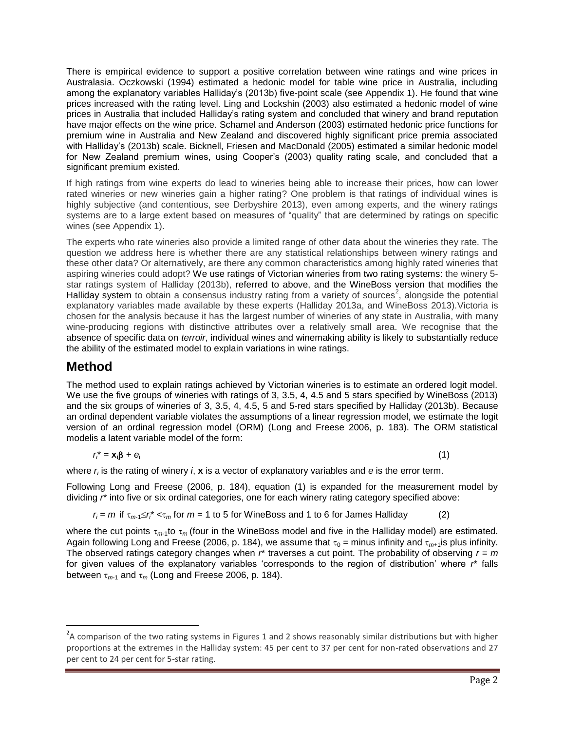There is empirical evidence to support a positive correlation between wine ratings and wine prices in Australasia. Oczkowski (1994) estimated a hedonic model for table wine price in Australia, including among the explanatory variables Halliday's (2013b) five-point scale (see Appendix 1). He found that wine prices increased with the rating level. Ling and Lockshin (2003) also estimated a hedonic model of wine prices in Australia that included Halliday's rating system and concluded that winery and brand reputation have major effects on the wine price. Schamel and Anderson (2003) estimated hedonic price functions for premium wine in Australia and New Zealand and discovered highly significant price premia associated with Halliday's (2013b) scale. Bicknell, Friesen and MacDonald (2005) estimated a similar hedonic model for New Zealand premium wines, using Cooper's (2003) quality rating scale, and concluded that a significant premium existed.

If high ratings from wine experts do lead to wineries being able to increase their prices, how can lower rated wineries or new wineries gain a higher rating? One problem is that ratings of individual wines is highly subjective (and contentious, see Derbyshire 2013), even among experts, and the winery ratings systems are to a large extent based on measures of "quality" that are determined by ratings on specific wines (see Appendix 1).

The experts who rate wineries also provide a limited range of other data about the wineries they rate. The question we address here is whether there are any statistical relationships between winery ratings and these other data? Or alternatively, are there any common characteristics among highly rated wineries that aspiring wineries could adopt? We use ratings of Victorian wineries from two rating systems: the winery 5-star ratings system of Halliday (2013b), referred to above, and the WineBoss version that modifies the Halliday system to obtain a consensus industry rating from a variety of sources[2], alongside the potential explanatory variables made available by these experts (Halliday 2013a, and WineBoss 2013).Victoria is chosen for the analysis because it has the largest number of wineries of any state in Australia, with many wine-producing regions with distinctive attributes over a relatively small area. We recognise that the absence of specific data on *terroir*, individual wines and winemaking ability is likely to substantially reduce the ability of the estimated model to explain variations in wine ratings.

## Method

The method used to explain ratings achieved by Victorian wineries is to estimate an ordered logit model. We use the five groups of wineries with ratings of 3, 3.5, 4, 4.5 and 5 stars specified by WineBoss (2013) and the six groups of wineries of 3, 3.5, 4, 4.5, 5 and 5-red stars specified by Halliday (2013b). Because an ordinal dependent variable violates the assumptions of a linear regression model, we estimate the logit version of an ordinal regression model (ORM) (Long and Freese 2006, p. 183). The ORM statistical modelis a latent variable model of the form:

$$r_i^* = \mathbf{x_i}\boldsymbol{\beta} + e_i \qquad (1)$$

where $r_i$ is the rating of winery $i$, $\mathbf{x}$ is a vector of explanatory variables and $e$ is the error term.

Following Long and Freese (2006, p. 184), equation (1) is expanded for the measurement model by dividing $r^*$ into five or six ordinal categories, one for each winery rating category specified above:

$$r_i = m \text{ if } \tau_{m-1} \leq r_i^* < \tau_m \text{ for } m = 1 \text{ to } 5 \text{ for WineBoss and } 1 \text{ to } 6 \text{ for James Halliday} \qquad (2)$$

where the cut points $\tau_{m-1}$to $\tau_m$ (four in the WineBoss model and five in the Halliday model) are estimated. Again following Long and Freese (2006, p. 184), we assume that $\tau_0$ = minus infinity and $\tau_{m+1}$is plus infinity. The observed ratings category changes when $r^*$ traverses a cut point. The probability of observing $r = m$ for given values of the explanatory variables 'corresponds to the region of distribution' where $r^*$ falls between $\tau_{m-1}$ and $\tau_m$ (Long and Freese 2006, p. 184).

[2]A comparison of the two rating systems in Figures 1 and 2 shows reasonably similar distributions but with higher proportions at the extremes in the Halliday system: 45 per cent to 37 per cent for non-rated observations and 27 per cent to 24 per cent for 5-star rating.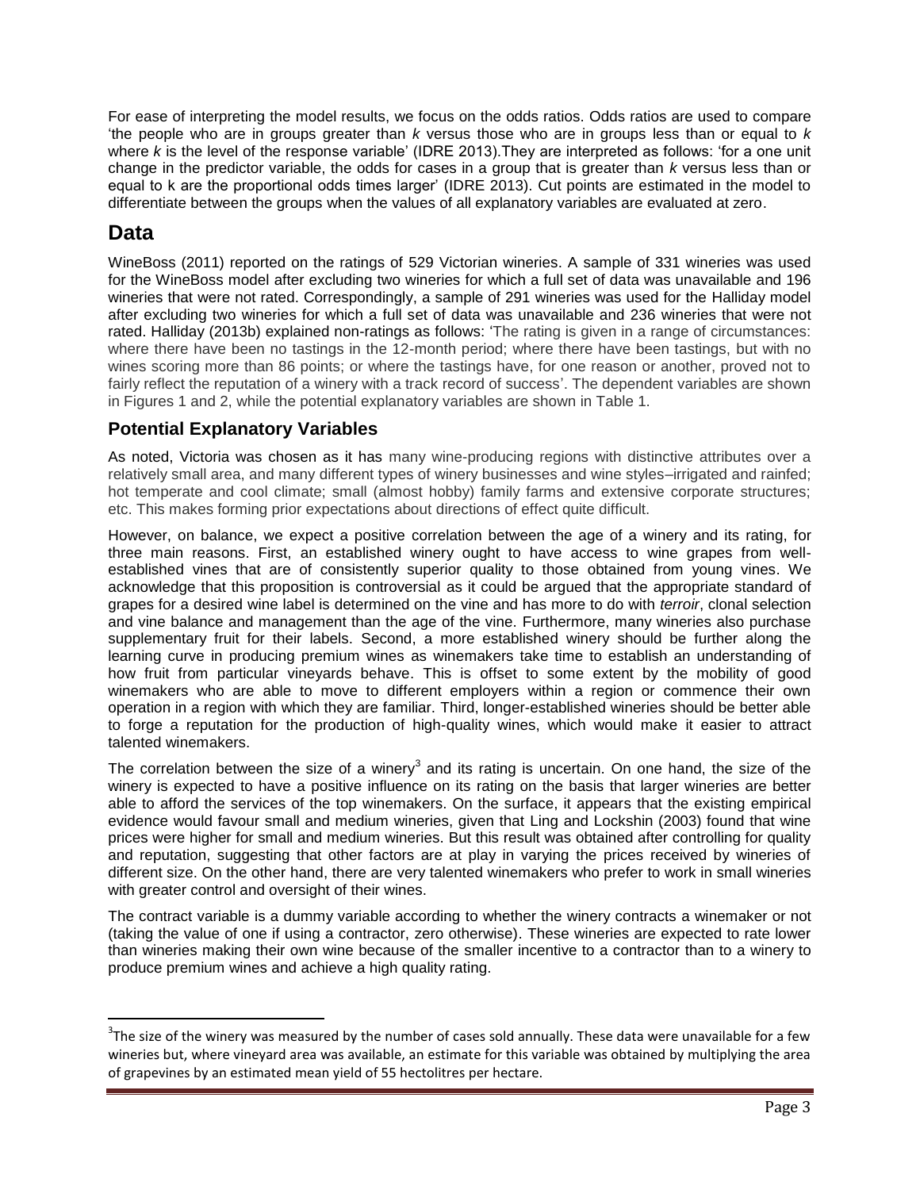For ease of interpreting the model results, we focus on the odds ratios. Odds ratios are used to compare 'the people who are in groups greater than *k* versus those who are in groups less than or equal to *k* where *k* is the level of the response variable' (IDRE 2013).They are interpreted as follows: 'for a one unit change in the predictor variable, the odds for cases in a group that is greater than *k* versus less than or equal to k are the proportional odds times larger' (IDRE 2013). Cut points are estimated in the model to differentiate between the groups when the values of all explanatory variables are evaluated at zero.

# Data

WineBoss (2011) reported on the ratings of 529 Victorian wineries. A sample of 331 wineries was used for the WineBoss model after excluding two wineries for which a full set of data was unavailable and 196 wineries that were not rated. Correspondingly, a sample of 291 wineries was used for the Halliday model after excluding two wineries for which a full set of data was unavailable and 236 wineries that were not rated. Halliday (2013b) explained non-ratings as follows: 'The rating is given in a range of circumstances: where there have been no tastings in the 12-month period; where there have been tastings, but with no wines scoring more than 86 points; or where the tastings have, for one reason or another, proved not to fairly reflect the reputation of a winery with a track record of success'. The dependent variables are shown in Figures 1 and 2, while the potential explanatory variables are shown in Table 1.

## Potential Explanatory Variables

As noted, Victoria was chosen as it has many wine-producing regions with distinctive attributes over a relatively small area, and many different types of winery businesses and wine styles–irrigated and rainfed; hot temperate and cool climate; small (almost hobby) family farms and extensive corporate structures; etc. This makes forming prior expectations about directions of effect quite difficult.

However, on balance, we expect a positive correlation between the age of a winery and its rating, for three main reasons. First, an established winery ought to have access to wine grapes from well-established vines that are of consistently superior quality to those obtained from young vines. We acknowledge that this proposition is controversial as it could be argued that the appropriate standard of grapes for a desired wine label is determined on the vine and has more to do with *terroir*, clonal selection and vine balance and management than the age of the vine. Furthermore, many wineries also purchase supplementary fruit for their labels. Second, a more established winery should be further along the learning curve in producing premium wines as winemakers take time to establish an understanding of how fruit from particular vineyards behave. This is offset to some extent by the mobility of good winemakers who are able to move to different employers within a region or commence their own operation in a region with which they are familiar. Third, longer-established wineries should be better able to forge a reputation for the production of high-quality wines, which would make it easier to attract talented winemakers.

The correlation between the size of a winery[3] and its rating is uncertain. On one hand, the size of the winery is expected to have a positive influence on its rating on the basis that larger wineries are better able to afford the services of the top winemakers. On the surface, it appears that the existing empirical evidence would favour small and medium wineries, given that Ling and Lockshin (2003) found that wine prices were higher for small and medium wineries. But this result was obtained after controlling for quality and reputation, suggesting that other factors are at play in varying the prices received by wineries of different size. On the other hand, there are very talented winemakers who prefer to work in small wineries with greater control and oversight of their wines.

The contract variable is a dummy variable according to whether the winery contracts a winemaker or not (taking the value of one if using a contractor, zero otherwise). These wineries are expected to rate lower than wineries making their own wine because of the smaller incentive to a contractor than to a winery to produce premium wines and achieve a high quality rating.

---

[3] The size of the winery was measured by the number of cases sold annually. These data were unavailable for a few wineries but, where vineyard area was available, an estimate for this variable was obtained by multiplying the area of grapevines by an estimated mean yield of 55 hectolitres per hectare.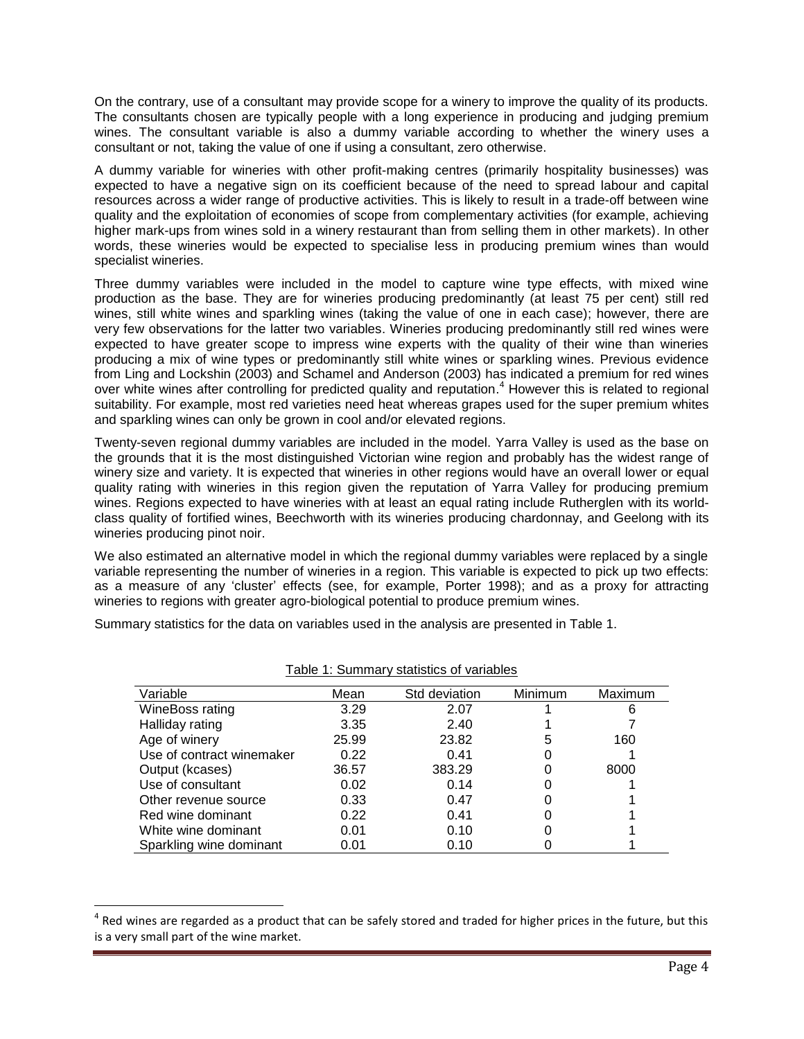On the contrary, use of a consultant may provide scope for a winery to improve the quality of its products. The consultants chosen are typically people with a long experience in producing and judging premium wines. The consultant variable is also a dummy variable according to whether the winery uses a consultant or not, taking the value of one if using a consultant, zero otherwise.

A dummy variable for wineries with other profit-making centres (primarily hospitality businesses) was expected to have a negative sign on its coefficient because of the need to spread labour and capital resources across a wider range of productive activities. This is likely to result in a trade-off between wine quality and the exploitation of economies of scope from complementary activities (for example, achieving higher mark-ups from wines sold in a winery restaurant than from selling them in other markets). In other words, these wineries would be expected to specialise less in producing premium wines than would specialist wineries.

Three dummy variables were included in the model to capture wine type effects, with mixed wine production as the base. They are for wineries producing predominantly (at least 75 per cent) still red wines, still white wines and sparkling wines (taking the value of one in each case); however, there are very few observations for the latter two variables. Wineries producing predominantly still red wines were expected to have greater scope to impress wine experts with the quality of their wine than wineries producing a mix of wine types or predominantly still white wines or sparkling wines. Previous evidence from Ling and Lockshin (2003) and Schamel and Anderson (2003) has indicated a premium for red wines over white wines after controlling for predicted quality and reputation.[4] However this is related to regional suitability. For example, most red varieties need heat whereas grapes used for the super premium whites and sparkling wines can only be grown in cool and/or elevated regions.

Twenty-seven regional dummy variables are included in the model. Yarra Valley is used as the base on the grounds that it is the most distinguished Victorian wine region and probably has the widest range of winery size and variety. It is expected that wineries in other regions would have an overall lower or equal quality rating with wineries in this region given the reputation of Yarra Valley for producing premium wines. Regions expected to have wineries with at least an equal rating include Rutherglen with its world-class quality of fortified wines, Beechworth with its wineries producing chardonnay, and Geelong with its wineries producing pinot noir.

We also estimated an alternative model in which the regional dummy variables were replaced by a single variable representing the number of wineries in a region. This variable is expected to pick up two effects: as a measure of any 'cluster' effects (see, for example, Porter 1998); and as a proxy for attracting wineries to regions with greater agro-biological potential to produce premium wines.

Summary statistics for the data on variables used in the analysis are presented in Table 1.

Table 1: Summary statistics of variables

| Variable | Mean | Std deviation | Minimum | Maximum |
|---|---|---|---|---|
| WineBoss rating | 3.29 | 2.07 | 1 | 6 |
| Halliday rating | 3.35 | 2.40 | 1 | 7 |
| Age of winery | 25.99 | 23.82 | 5 | 160 |
| Use of contract winemaker | 0.22 | 0.41 | 0 | 1 |
| Output (kcases) | 36.57 | 383.29 | 0 | 8000 |
| Use of consultant | 0.02 | 0.14 | 0 | 1 |
| Other revenue source | 0.33 | 0.47 | 0 | 1 |
| Red wine dominant | 0.22 | 0.41 | 0 | 1 |
| White wine dominant | 0.01 | 0.10 | 0 | 1 |
| Sparkling wine dominant | 0.01 | 0.10 | 0 | 1 |

[4] Red wines are regarded as a product that can be safely stored and traded for higher prices in the future, but this is a very small part of the wine market.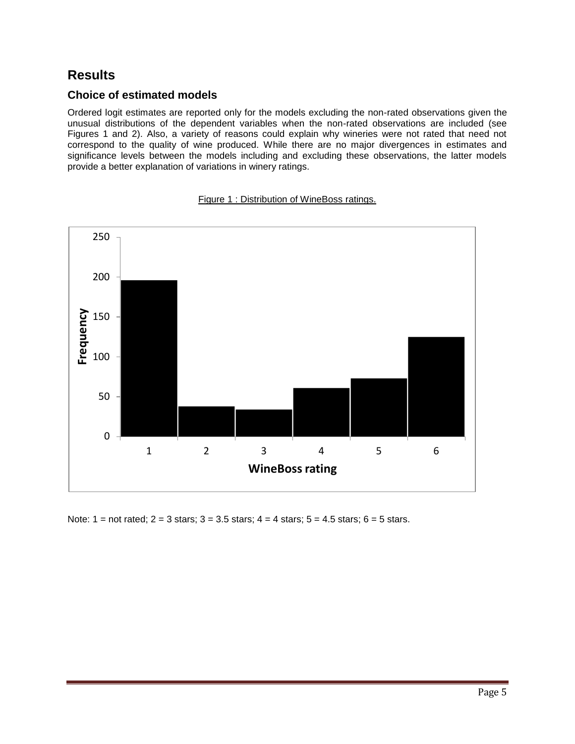# Results

## Choice of estimated models

Ordered logit estimates are reported only for the models excluding the non-rated observations given the unusual distributions of the dependent variables when the non-rated observations are included (see Figures 1 and 2). Also, a variety of reasons could explain why wineries were not rated that need not correspond to the quality of wine produced. While there are no major divergences in estimates and significance levels between the models including and excluding these observations, the latter models provide a better explanation of variations in winery ratings.

Figure 1 : Distribution of WineBoss ratings.

Note: 1 = not rated; 2 = 3 stars; 3 = 3.5 stars; 4 = 4 stars; 5 = 4.5 stars; 6 = 5 stars.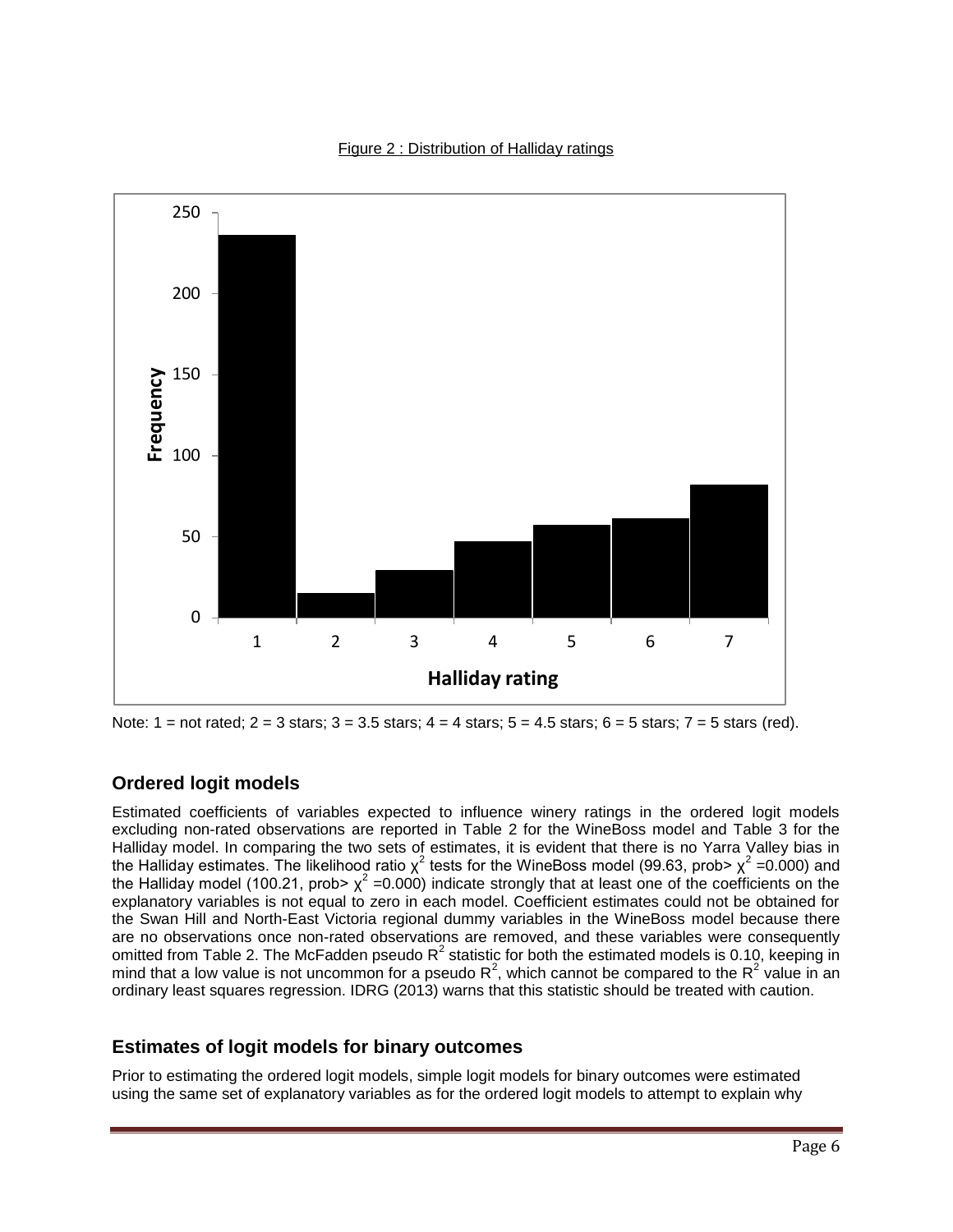Figure 2 : Distribution of Halliday ratings

Note: 1 = not rated; 2 = 3 stars; 3 = 3.5 stars; 4 = 4 stars; 5 = 4.5 stars; 6 = 5 stars; 7 = 5 stars (red).

## Ordered logit models

Estimated coefficients of variables expected to influence winery ratings in the ordered logit models excluding non-rated observations are reported in Table 2 for the WineBoss model and Table 3 for the Halliday model. In comparing the two sets of estimates, it is evident that there is no Yarra Valley bias in the Halliday estimates. The likelihood ratio $\chi^2$ tests for the WineBoss model (99.63, prob> $\chi^2$ =0.000) and the Halliday model (100.21, prob> $\chi^2$ =0.000) indicate strongly that at least one of the coefficients on the explanatory variables is not equal to zero in each model. Coefficient estimates could not be obtained for the Swan Hill and North-East Victoria regional dummy variables in the WineBoss model because there are no observations once non-rated observations are removed, and these variables were consequently omitted from Table 2. The McFadden pseudo $R^2$ statistic for both the estimated models is 0.10, keeping in mind that a low value is not uncommon for a pseudo $R^2$, which cannot be compared to the $R^2$ value in an ordinary least squares regression. IDRG (2013) warns that this statistic should be treated with caution.

## Estimates of logit models for binary outcomes

Prior to estimating the ordered logit models, simple logit models for binary outcomes were estimated using the same set of explanatory variables as for the ordered logit models to attempt to explain why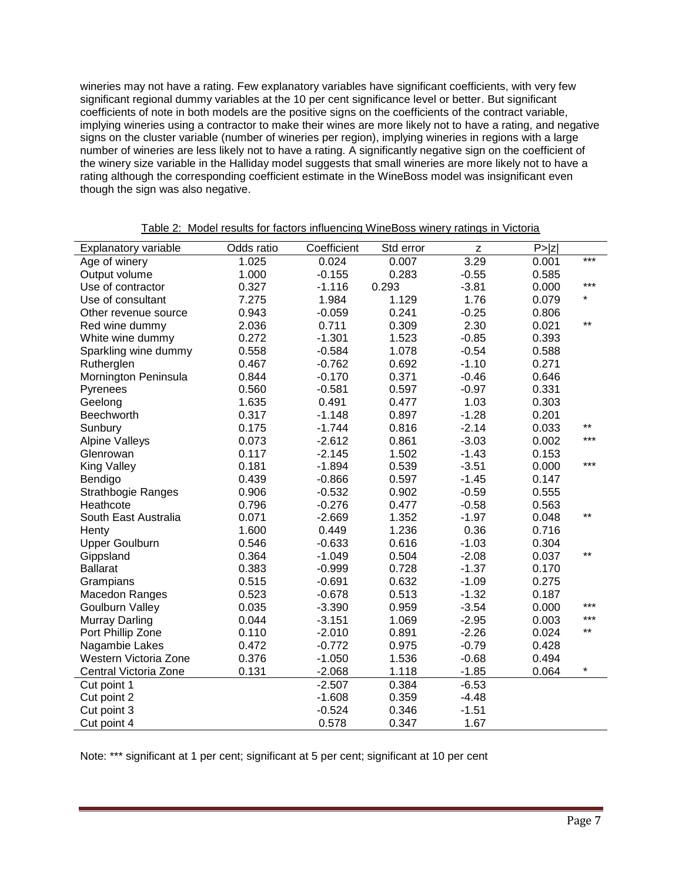wineries may not have a rating. Few explanatory variables have significant coefficients, with very few significant regional dummy variables at the 10 per cent significance level or better. But significant coefficients of note in both models are the positive signs on the coefficients of the contract variable, implying wineries using a contractor to make their wines are more likely not to have a rating, and negative signs on the cluster variable (number of wineries per region), implying wineries in regions with a large number of wineries are less likely not to have a rating. A significantly negative sign on the coefficient of the winery size variable in the Halliday model suggests that small wineries are more likely not to have a rating although the corresponding coefficient estimate in the WineBoss model was insignificant even though the sign was also negative.

Table 2: Model results for factors influencing WineBoss winery ratings in Victoria

| Explanatory variable | Odds ratio | Coefficient | Std error | z | P>\|z\| | |
|---|---|---|---|---|---|---|
| Age of winery | 1.025 | 0.024 | 0.007 | 3.29 | 0.001 | *** |
| Output volume | 1.000 | -0.155 | 0.283 | -0.55 | 0.585 | |
| Use of contractor | 0.327 | -1.116 | 0.293 | -3.81 | 0.000 | *** |
| Use of consultant | 7.275 | 1.984 | 1.129 | 1.76 | 0.079 | * |
| Other revenue source | 0.943 | -0.059 | 0.241 | -0.25 | 0.806 | |
| Red wine dummy | 2.036 | 0.711 | 0.309 | 2.30 | 0.021 | ** |
| White wine dummy | 0.272 | -1.301 | 1.523 | -0.85 | 0.393 | |
| Sparkling wine dummy | 0.558 | -0.584 | 1.078 | -0.54 | 0.588 | |
| Rutherglen | 0.467 | -0.762 | 0.692 | -1.10 | 0.271 | |
| Mornington Peninsula | 0.844 | -0.170 | 0.371 | -0.46 | 0.646 | |
| Pyrenees | 0.560 | -0.581 | 0.597 | -0.97 | 0.331 | |
| Geelong | 1.635 | 0.491 | 0.477 | 1.03 | 0.303 | |
| Beechworth | 0.317 | -1.148 | 0.897 | -1.28 | 0.201 | |
| Sunbury | 0.175 | -1.744 | 0.816 | -2.14 | 0.033 | ** |
| Alpine Valleys | 0.073 | -2.612 | 0.861 | -3.03 | 0.002 | *** |
| Glenrowan | 0.117 | -2.145 | 1.502 | -1.43 | 0.153 | |
| King Valley | 0.181 | -1.894 | 0.539 | -3.51 | 0.000 | *** |
| Bendigo | 0.439 | -0.866 | 0.597 | -1.45 | 0.147 | |
| Strathbogie Ranges | 0.906 | -0.532 | 0.902 | -0.59 | 0.555 | |
| Heathcote | 0.796 | -0.276 | 0.477 | -0.58 | 0.563 | |
| South East Australia | 0.071 | -2.669 | 1.352 | -1.97 | 0.048 | ** |
| Henty | 1.600 | 0.449 | 1.236 | 0.36 | 0.716 | |
| Upper Goulburn | 0.546 | -0.633 | 0.616 | -1.03 | 0.304 | |
| Gippsland | 0.364 | -1.049 | 0.504 | -2.08 | 0.037 | ** |
| Ballarat | 0.383 | -0.999 | 0.728 | -1.37 | 0.170 | |
| Grampians | 0.515 | -0.691 | 0.632 | -1.09 | 0.275 | |
| Macedon Ranges | 0.523 | -0.678 | 0.513 | -1.32 | 0.187 | |
| Goulburn Valley | 0.035 | -3.390 | 0.959 | -3.54 | 0.000 | *** |
| Murray Darling | 0.044 | -3.151 | 1.069 | -2.95 | 0.003 | *** |
| Port Phillip Zone | 0.110 | -2.010 | 0.891 | -2.26 | 0.024 | ** |
| Nagambie Lakes | 0.472 | -0.772 | 0.975 | -0.79 | 0.428 | |
| Western Victoria Zone | 0.376 | -1.050 | 1.536 | -0.68 | 0.494 | |
| Central Victoria Zone | 0.131 | -2.068 | 1.118 | -1.85 | 0.064 | * |
| Cut point 1 | | -2.507 | 0.384 | -6.53 | | |
| Cut point 2 | | -1.608 | 0.359 | -4.48 | | |
| Cut point 3 | | -0.524 | 0.346 | -1.51 | | |
| Cut point 4 | | 0.578 | 0.347 | 1.67 | | |

Note: *** significant at 1 per cent; significant at 5 per cent; significant at 10 per cent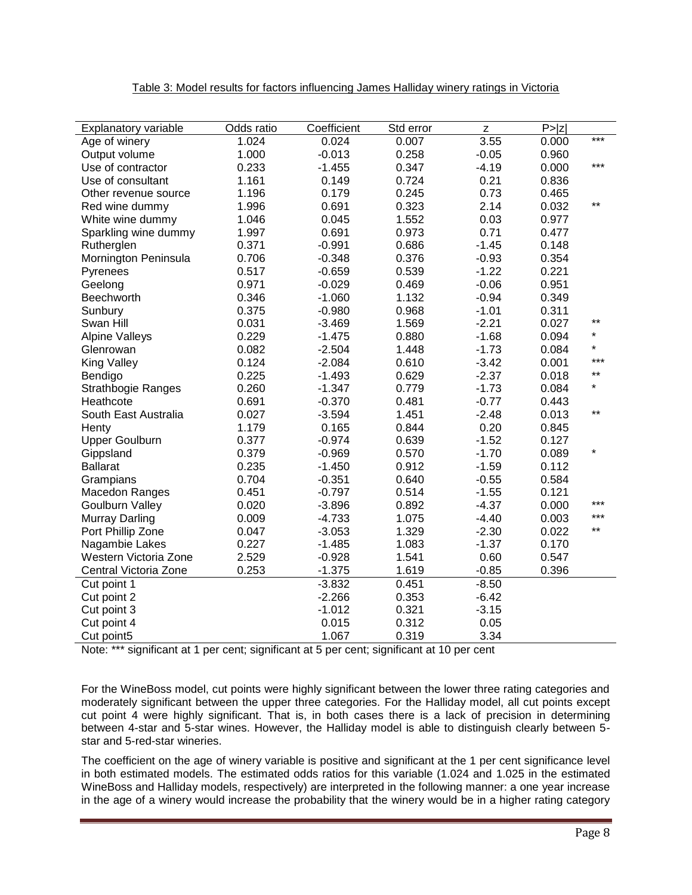Table 3: Model results for factors influencing James Halliday winery ratings in Victoria

| Explanatory variable | Odds ratio | Coefficient | Std error | z | P>\|z\| | |
|---|---|---|---|---|---|---|
| Age of winery | 1.024 | 0.024 | 0.007 | 3.55 | 0.000 | *** |
| Output volume | 1.000 | -0.013 | 0.258 | -0.05 | 0.960 | |
| Use of contractor | 0.233 | -1.455 | 0.347 | -4.19 | 0.000 | *** |
| Use of consultant | 1.161 | 0.149 | 0.724 | 0.21 | 0.836 | |
| Other revenue source | 1.196 | 0.179 | 0.245 | 0.73 | 0.465 | |
| Red wine dummy | 1.996 | 0.691 | 0.323 | 2.14 | 0.032 | ** |
| White wine dummy | 1.046 | 0.045 | 1.552 | 0.03 | 0.977 | |
| Sparkling wine dummy | 1.997 | 0.691 | 0.973 | 0.71 | 0.477 | |
| Rutherglen | 0.371 | -0.991 | 0.686 | -1.45 | 0.148 | |
| Mornington Peninsula | 0.706 | -0.348 | 0.376 | -0.93 | 0.354 | |
| Pyrenees | 0.517 | -0.659 | 0.539 | -1.22 | 0.221 | |
| Geelong | 0.971 | -0.029 | 0.469 | -0.06 | 0.951 | |
| Beechworth | 0.346 | -1.060 | 1.132 | -0.94 | 0.349 | |
| Sunbury | 0.375 | -0.980 | 0.968 | -1.01 | 0.311 | |
| Swan Hill | 0.031 | -3.469 | 1.569 | -2.21 | 0.027 | ** |
| Alpine Valleys | 0.229 | -1.475 | 0.880 | -1.68 | 0.094 | * |
| Glenrowan | 0.082 | -2.504 | 1.448 | -1.73 | 0.084 | * |
| King Valley | 0.124 | -2.084 | 0.610 | -3.42 | 0.001 | *** |
| Bendigo | 0.225 | -1.493 | 0.629 | -2.37 | 0.018 | ** |
| Strathbogie Ranges | 0.260 | -1.347 | 0.779 | -1.73 | 0.084 | * |
| Heathcote | 0.691 | -0.370 | 0.481 | -0.77 | 0.443 | |
| South East Australia | 0.027 | -3.594 | 1.451 | -2.48 | 0.013 | ** |
| Henty | 1.179 | 0.165 | 0.844 | 0.20 | 0.845 | |
| Upper Goulburn | 0.377 | -0.974 | 0.639 | -1.52 | 0.127 | |
| Gippsland | 0.379 | -0.969 | 0.570 | -1.70 | 0.089 | * |
| Ballarat | 0.235 | -1.450 | 0.912 | -1.59 | 0.112 | |
| Grampians | 0.704 | -0.351 | 0.640 | -0.55 | 0.584 | |
| Macedon Ranges | 0.451 | -0.797 | 0.514 | -1.55 | 0.121 | |
| Goulburn Valley | 0.020 | -3.896 | 0.892 | -4.37 | 0.000 | *** |
| Murray Darling | 0.009 | -4.733 | 1.075 | -4.40 | 0.003 | *** |
| Port Phillip Zone | 0.047 | -3.053 | 1.329 | -2.30 | 0.022 | ** |
| Nagambie Lakes | 0.227 | -1.485 | 1.083 | -1.37 | 0.170 | |
| Western Victoria Zone | 2.529 | -0.928 | 1.541 | 0.60 | 0.547 | |
| Central Victoria Zone | 0.253 | -1.375 | 1.619 | -0.85 | 0.396 | |
| Cut point 1 | | -3.832 | 0.451 | -8.50 | | |
| Cut point 2 | | -2.266 | 0.353 | -6.42 | | |
| Cut point 3 | | -1.012 | 0.321 | -3.15 | | |
| Cut point 4 | | 0.015 | 0.312 | 0.05 | | |
| Cut point5 | | 1.067 | 0.319 | 3.34 | | |

Note: *** significant at 1 per cent; significant at 5 per cent; significant at 10 per cent

For the WineBoss model, cut points were highly significant between the lower three rating categories and moderately significant between the upper three categories. For the Halliday model, all cut points except cut point 4 were highly significant. That is, in both cases there is a lack of precision in determining between 4-star and 5-star wines. However, the Halliday model is able to distinguish clearly between 5-star and 5-red-star wineries.

The coefficient on the age of winery variable is positive and significant at the 1 per cent significance level in both estimated models. The estimated odds ratios for this variable (1.024 and 1.025 in the estimated WineBoss and Halliday models, respectively) are interpreted in the following manner: a one year increase in the age of a winery would increase the probability that the winery would be in a higher rating category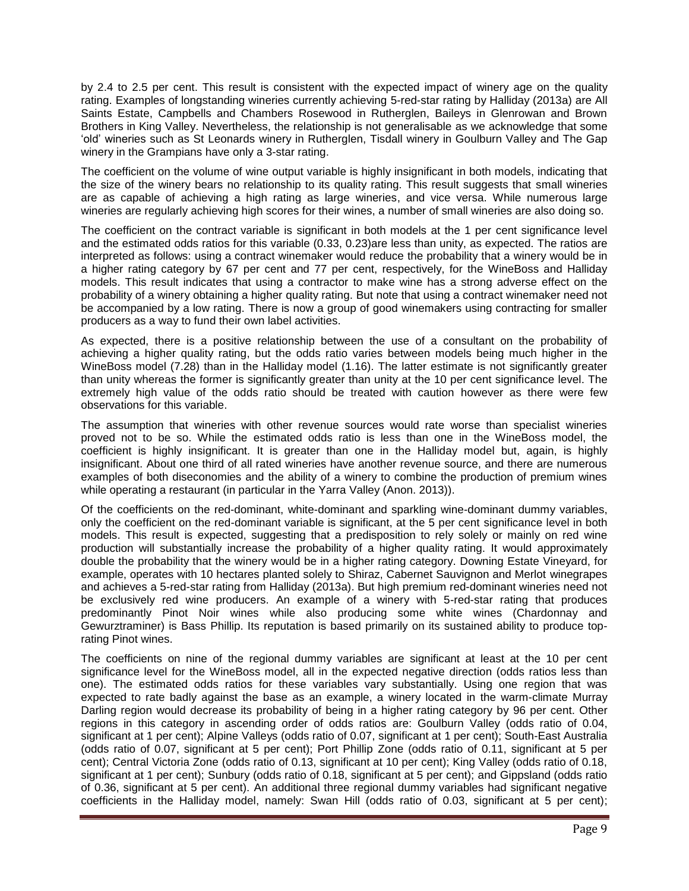by 2.4 to 2.5 per cent. This result is consistent with the expected impact of winery age on the quality rating. Examples of longstanding wineries currently achieving 5-red-star rating by Halliday (2013a) are All Saints Estate, Campbells and Chambers Rosewood in Rutherglen, Baileys in Glenrowan and Brown Brothers in King Valley. Nevertheless, the relationship is not generalisable as we acknowledge that some 'old' wineries such as St Leonards winery in Rutherglen, Tisdall winery in Goulburn Valley and The Gap winery in the Grampians have only a 3-star rating.

The coefficient on the volume of wine output variable is highly insignificant in both models, indicating that the size of the winery bears no relationship to its quality rating. This result suggests that small wineries are as capable of achieving a high rating as large wineries, and vice versa. While numerous large wineries are regularly achieving high scores for their wines, a number of small wineries are also doing so.

The coefficient on the contract variable is significant in both models at the 1 per cent significance level and the estimated odds ratios for this variable (0.33, 0.23)are less than unity, as expected. The ratios are interpreted as follows: using a contract winemaker would reduce the probability that a winery would be in a higher rating category by 67 per cent and 77 per cent, respectively, for the WineBoss and Halliday models. This result indicates that using a contractor to make wine has a strong adverse effect on the probability of a winery obtaining a higher quality rating. But note that using a contract winemaker need not be accompanied by a low rating. There is now a group of good winemakers using contracting for smaller producers as a way to fund their own label activities.

As expected, there is a positive relationship between the use of a consultant on the probability of achieving a higher quality rating, but the odds ratio varies between models being much higher in the WineBoss model (7.28) than in the Halliday model (1.16). The latter estimate is not significantly greater than unity whereas the former is significantly greater than unity at the 10 per cent significance level. The extremely high value of the odds ratio should be treated with caution however as there were few observations for this variable.

The assumption that wineries with other revenue sources would rate worse than specialist wineries proved not to be so. While the estimated odds ratio is less than one in the WineBoss model, the coefficient is highly insignificant. It is greater than one in the Halliday model but, again, is highly insignificant. About one third of all rated wineries have another revenue source, and there are numerous examples of both diseconomies and the ability of a winery to combine the production of premium wines while operating a restaurant (in particular in the Yarra Valley (Anon. 2013)).

Of the coefficients on the red-dominant, white-dominant and sparkling wine-dominant dummy variables, only the coefficient on the red-dominant variable is significant, at the 5 per cent significance level in both models. This result is expected, suggesting that a predisposition to rely solely or mainly on red wine production will substantially increase the probability of a higher quality rating. It would approximately double the probability that the winery would be in a higher rating category. Downing Estate Vineyard, for example, operates with 10 hectares planted solely to Shiraz, Cabernet Sauvignon and Merlot winegrapes and achieves a 5-red-star rating from Halliday (2013a). But high premium red-dominant wineries need not be exclusively red wine producers. An example of a winery with 5-red-star rating that produces predominantly Pinot Noir wines while also producing some white wines (Chardonnay and Gewurztraminer) is Bass Phillip. Its reputation is based primarily on its sustained ability to produce top-rating Pinot wines.

The coefficients on nine of the regional dummy variables are significant at least at the 10 per cent significance level for the WineBoss model, all in the expected negative direction (odds ratios less than one). The estimated odds ratios for these variables vary substantially. Using one region that was expected to rate badly against the base as an example, a winery located in the warm-climate Murray Darling region would decrease its probability of being in a higher rating category by 96 per cent. Other regions in this category in ascending order of odds ratios are: Goulburn Valley (odds ratio of 0.04, significant at 1 per cent); Alpine Valleys (odds ratio of 0.07, significant at 1 per cent); South-East Australia (odds ratio of 0.07, significant at 5 per cent); Port Phillip Zone (odds ratio of 0.11, significant at 5 per cent); Central Victoria Zone (odds ratio of 0.13, significant at 10 per cent); King Valley (odds ratio of 0.18, significant at 1 per cent); Sunbury (odds ratio of 0.18, significant at 5 per cent); and Gippsland (odds ratio of 0.36, significant at 5 per cent). An additional three regional dummy variables had significant negative coefficients in the Halliday model, namely: Swan Hill (odds ratio of 0.03, significant at 5 per cent);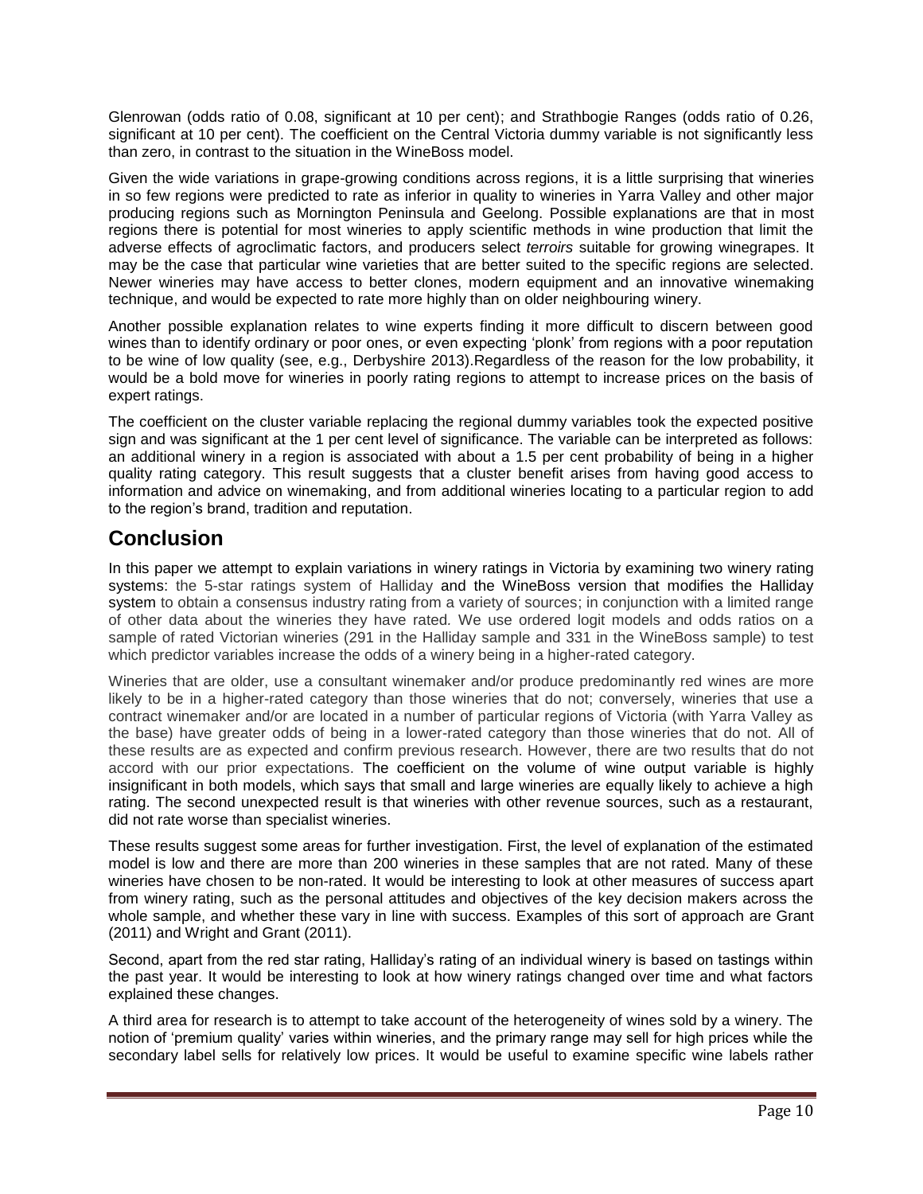Glenrowan (odds ratio of 0.08, significant at 10 per cent); and Strathbogie Ranges (odds ratio of 0.26, significant at 10 per cent). The coefficient on the Central Victoria dummy variable is not significantly less than zero, in contrast to the situation in the WineBoss model.

Given the wide variations in grape-growing conditions across regions, it is a little surprising that wineries in so few regions were predicted to rate as inferior in quality to wineries in Yarra Valley and other major producing regions such as Mornington Peninsula and Geelong. Possible explanations are that in most regions there is potential for most wineries to apply scientific methods in wine production that limit the adverse effects of agroclimatic factors, and producers select *terroirs* suitable for growing winegrapes. It may be the case that particular wine varieties that are better suited to the specific regions are selected. Newer wineries may have access to better clones, modern equipment and an innovative winemaking technique, and would be expected to rate more highly than on older neighbouring winery.

Another possible explanation relates to wine experts finding it more difficult to discern between good wines than to identify ordinary or poor ones, or even expecting 'plonk' from regions with a poor reputation to be wine of low quality (see, e.g., Derbyshire 2013).Regardless of the reason for the low probability, it would be a bold move for wineries in poorly rating regions to attempt to increase prices on the basis of expert ratings.

The coefficient on the cluster variable replacing the regional dummy variables took the expected positive sign and was significant at the 1 per cent level of significance. The variable can be interpreted as follows: an additional winery in a region is associated with about a 1.5 per cent probability of being in a higher quality rating category. This result suggests that a cluster benefit arises from having good access to information and advice on winemaking, and from additional wineries locating to a particular region to add to the region's brand, tradition and reputation.

## Conclusion

In this paper we attempt to explain variations in winery ratings in Victoria by examining two winery rating systems: the 5-star ratings system of Halliday and the WineBoss version that modifies the Halliday system to obtain a consensus industry rating from a variety of sources; in conjunction with a limited range of other data about the wineries they have rated. We use ordered logit models and odds ratios on a sample of rated Victorian wineries (291 in the Halliday sample and 331 in the WineBoss sample) to test which predictor variables increase the odds of a winery being in a higher-rated category.

Wineries that are older, use a consultant winemaker and/or produce predominantly red wines are more likely to be in a higher-rated category than those wineries that do not; conversely, wineries that use a contract winemaker and/or are located in a number of particular regions of Victoria (with Yarra Valley as the base) have greater odds of being in a lower-rated category than those wineries that do not. All of these results are as expected and confirm previous research. However, there are two results that do not accord with our prior expectations. The coefficient on the volume of wine output variable is highly insignificant in both models, which says that small and large wineries are equally likely to achieve a high rating. The second unexpected result is that wineries with other revenue sources, such as a restaurant, did not rate worse than specialist wineries.

These results suggest some areas for further investigation. First, the level of explanation of the estimated model is low and there are more than 200 wineries in these samples that are not rated. Many of these wineries have chosen to be non-rated. It would be interesting to look at other measures of success apart from winery rating, such as the personal attitudes and objectives of the key decision makers across the whole sample, and whether these vary in line with success. Examples of this sort of approach are Grant (2011) and Wright and Grant (2011).

Second, apart from the red star rating, Halliday's rating of an individual winery is based on tastings within the past year. It would be interesting to look at how winery ratings changed over time and what factors explained these changes.

A third area for research is to attempt to take account of the heterogeneity of wines sold by a winery. The notion of 'premium quality' varies within wineries, and the primary range may sell for high prices while the secondary label sells for relatively low prices. It would be useful to examine specific wine labels rather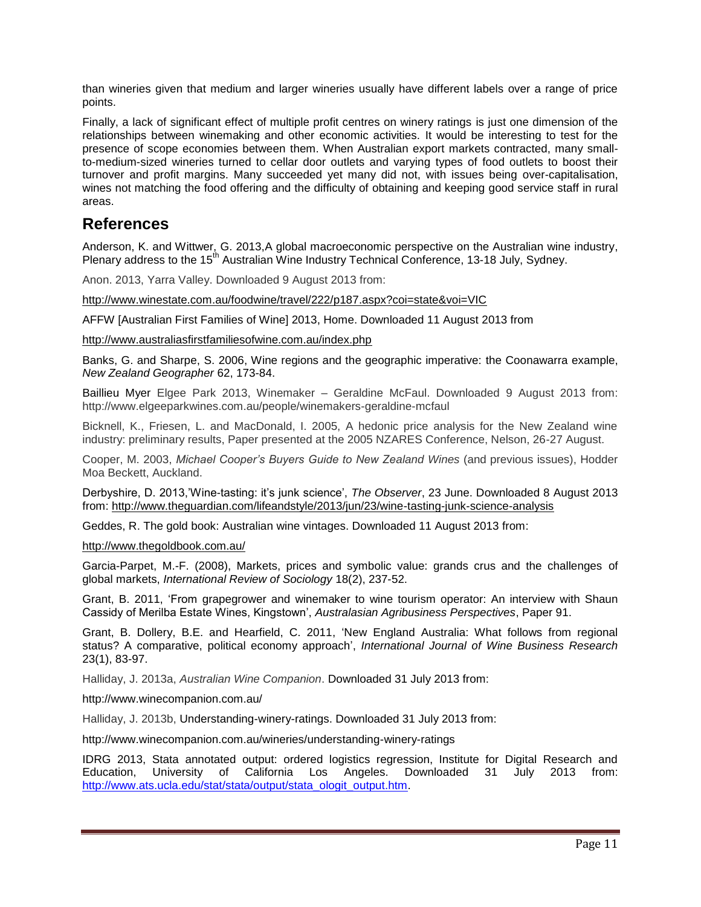than wineries given that medium and larger wineries usually have different labels over a range of price points.

Finally, a lack of significant effect of multiple profit centres on winery ratings is just one dimension of the relationships between winemaking and other economic activities. It would be interesting to test for the presence of scope economies between them. When Australian export markets contracted, many small-to-medium-sized wineries turned to cellar door outlets and varying types of food outlets to boost their turnover and profit margins. Many succeeded yet many did not, with issues being over-capitalisation, wines not matching the food offering and the difficulty of obtaining and keeping good service staff in rural areas.

## References

Anderson, K. and Wittwer, G. 2013,A global macroeconomic perspective on the Australian wine industry, Plenary address to the 15th Australian Wine Industry Technical Conference, 13-18 July, Sydney.

Anon. 2013, Yarra Valley. Downloaded 9 August 2013 from:

http://www.winestate.com.au/foodwine/travel/222/p187.aspx?coi=state&voi=VIC

AFFW [Australian First Families of Wine] 2013, Home. Downloaded 11 August 2013 from

http://www.australiasfirstfamiliesofwine.com.au/index.php

Banks, G. and Sharpe, S. 2006, Wine regions and the geographic imperative: the Coonawarra example, *New Zealand Geographer* 62, 173-84.

Baillieu Myer Elgee Park 2013, Winemaker – Geraldine McFaul. Downloaded 9 August 2013 from: http://www.elgeeparkwines.com.au/people/winemakers-geraldine-mcfaul

Bicknell, K., Friesen, L. and MacDonald, I. 2005, A hedonic price analysis for the New Zealand wine industry: preliminary results, Paper presented at the 2005 NZARES Conference, Nelson, 26-27 August.

Cooper, M. 2003, *Michael Cooper's Buyers Guide to New Zealand Wines* (and previous issues), Hodder Moa Beckett, Auckland.

Derbyshire, D. 2013,'Wine-tasting: it's junk science', *The Observer*, 23 June. Downloaded 8 August 2013 from: http://www.theguardian.com/lifeandstyle/2013/jun/23/wine-tasting-junk-science-analysis

Geddes, R. The gold book: Australian wine vintages. Downloaded 11 August 2013 from:

http://www.thegoldbook.com.au/

Garcia-Parpet, M.-F. (2008), Markets, prices and symbolic value: grands crus and the challenges of global markets, *International Review of Sociology* 18(2), 237-52.

Grant, B. 2011, 'From grapegrower and winemaker to wine tourism operator: An interview with Shaun Cassidy of Merilba Estate Wines, Kingstown', *Australasian Agribusiness Perspectives*, Paper 91.

Grant, B. Dollery, B.E. and Hearfield, C. 2011, 'New England Australia: What follows from regional status? A comparative, political economy approach', *International Journal of Wine Business Research* 23(1), 83-97.

Halliday, J. 2013a, *Australian Wine Companion*. Downloaded 31 July 2013 from:

http://www.winecompanion.com.au/

Halliday, J. 2013b, Understanding-winery-ratings. Downloaded 31 July 2013 from:

http://www.winecompanion.com.au/wineries/understanding-winery-ratings

IDRG 2013, Stata annotated output: ordered logistics regression, Institute for Digital Research and Education, University of California Los Angeles. Downloaded 31 July 2013 from: http://www.ats.ucla.edu/stat/stata/output/stata_ologit_output.htm.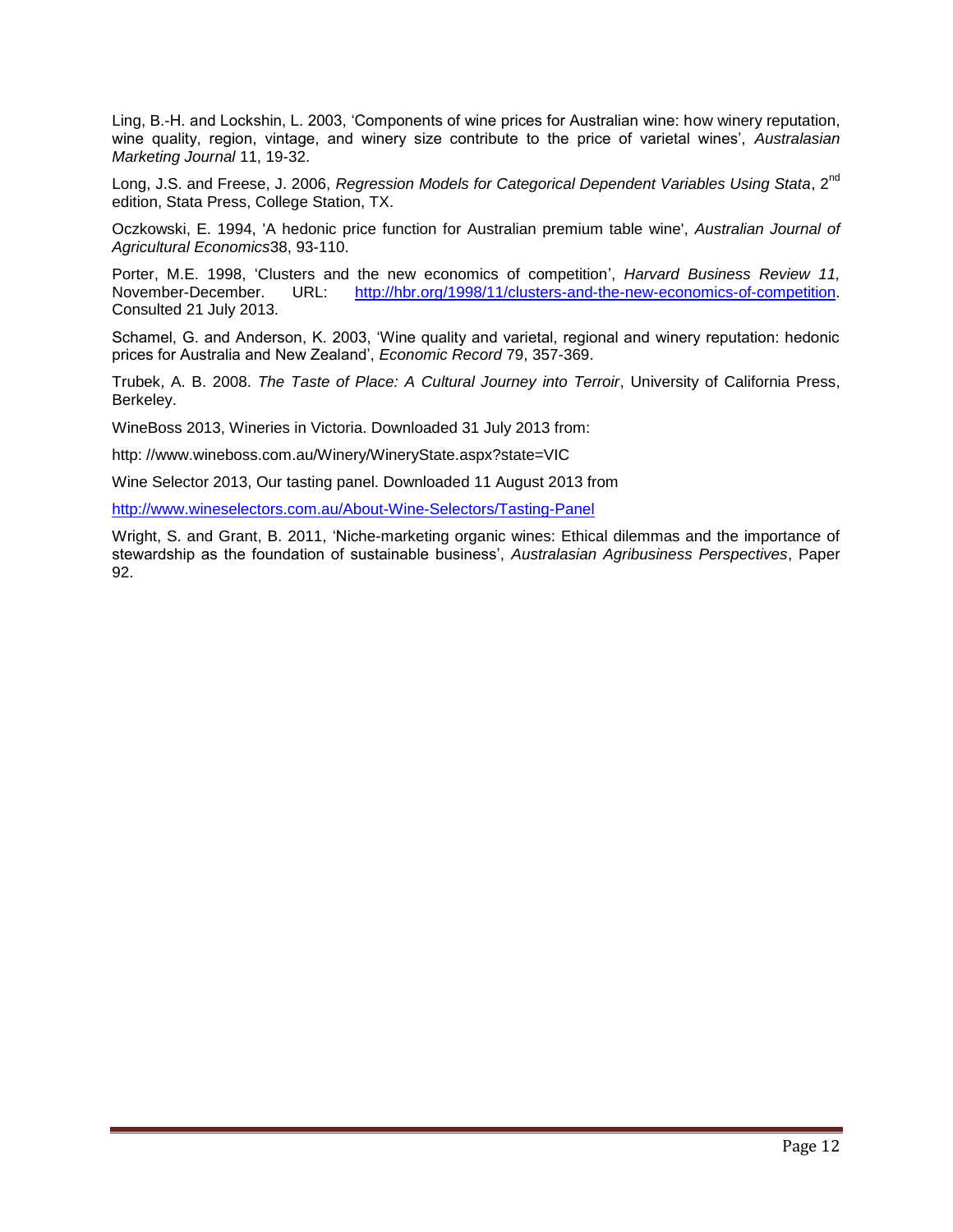Ling, B.-H. and Lockshin, L. 2003, 'Components of wine prices for Australian wine: how winery reputation, wine quality, region, vintage, and winery size contribute to the price of varietal wines', *Australasian Marketing Journal* 11, 19-32.

Long, J.S. and Freese, J. 2006, *Regression Models for Categorical Dependent Variables Using Stata*, 2nd edition, Stata Press, College Station, TX.

Oczkowski, E. 1994, 'A hedonic price function for Australian premium table wine', *Australian Journal of Agricultural Economics*38, 93-110.

Porter, M.E. 1998, 'Clusters and the new economics of competition', *Harvard Business Review 11,* November-December. URL: http://hbr.org/1998/11/clusters-and-the-new-economics-of-competition. Consulted 21 July 2013.

Schamel, G. and Anderson, K. 2003, 'Wine quality and varietal, regional and winery reputation: hedonic prices for Australia and New Zealand', *Economic Record* 79, 357-369.

Trubek, A. B. 2008. *The Taste of Place: A Cultural Journey into Terroir*, University of California Press, Berkeley.

WineBoss 2013, Wineries in Victoria. Downloaded 31 July 2013 from:

http: //www.wineboss.com.au/Winery/WineryState.aspx?state=VIC

Wine Selector 2013, Our tasting panel. Downloaded 11 August 2013 from

http://www.wineselectors.com.au/About-Wine-Selectors/Tasting-Panel

Wright, S. and Grant, B. 2011, 'Niche-marketing organic wines: Ethical dilemmas and the importance of stewardship as the foundation of sustainable business', *Australasian Agribusiness Perspectives*, Paper 92.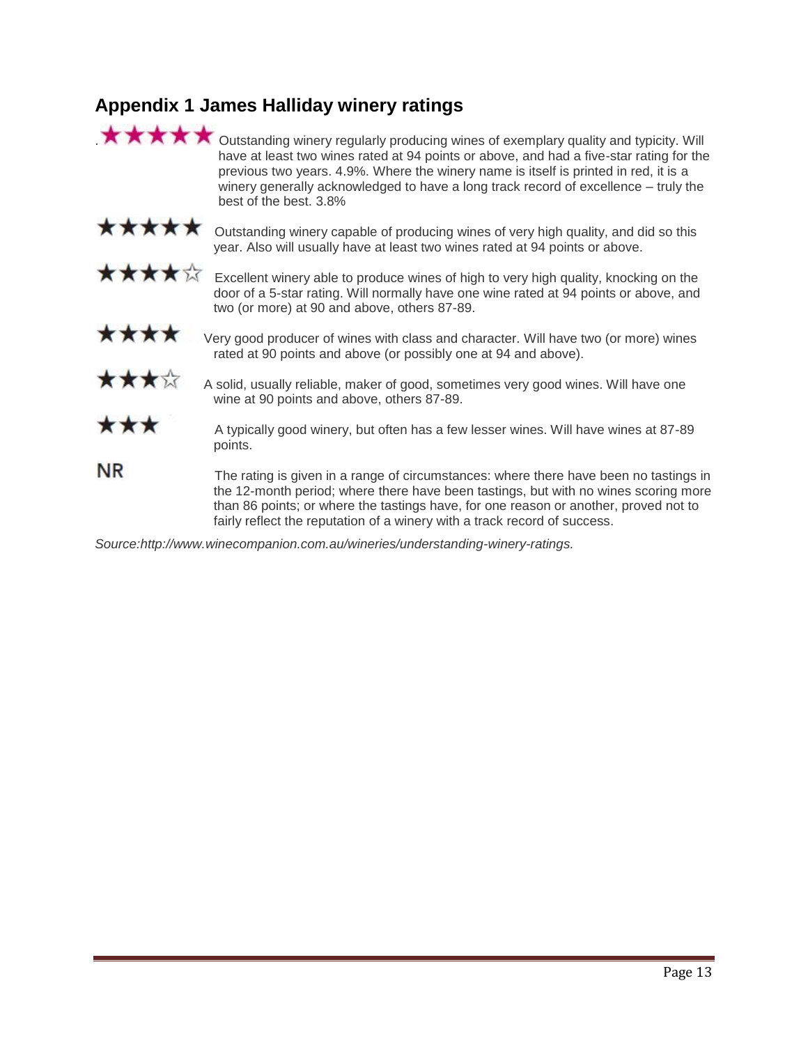## Appendix 1 James Halliday winery ratings

. ★★★★★ Outstanding winery regularly producing wines of exemplary quality and typicity. Will have at least two wines rated at 94 points or above, and had a five-star rating for the previous two years. 4.9%. Where the winery name is itself is printed in red, it is a winery generally acknowledged to have a long track record of excellence – truly the best of the best. 3.8%

★★★★★ Outstanding winery capable of producing wines of very high quality, and did so this year. Also will usually have at least two wines rated at 94 points or above.

★★★★☆ Excellent winery able to produce wines of high to very high quality, knocking on the door of a 5-star rating. Will normally have one wine rated at 94 points or above, and two (or more) at 90 and above, others 87-89.

★★★★ Very good producer of wines with class and character. Will have two (or more) wines rated at 90 points and above (or possibly one at 94 and above).

★★★☆ A solid, usually reliable, maker of good, sometimes very good wines. Will have one wine at 90 points and above, others 87-89.

★★★ A typically good winery, but often has a few lesser wines. Will have wines at 87-89 points.

NR The rating is given in a range of circumstances: where there have been no tastings in the 12-month period; where there have been tastings, but with no wines scoring more than 86 points; or where the tastings have, for one reason or another, proved not to fairly reflect the reputation of a winery with a track record of success.

*Source:http://www.winecompanion.com.au/wineries/understanding-winery-ratings.*